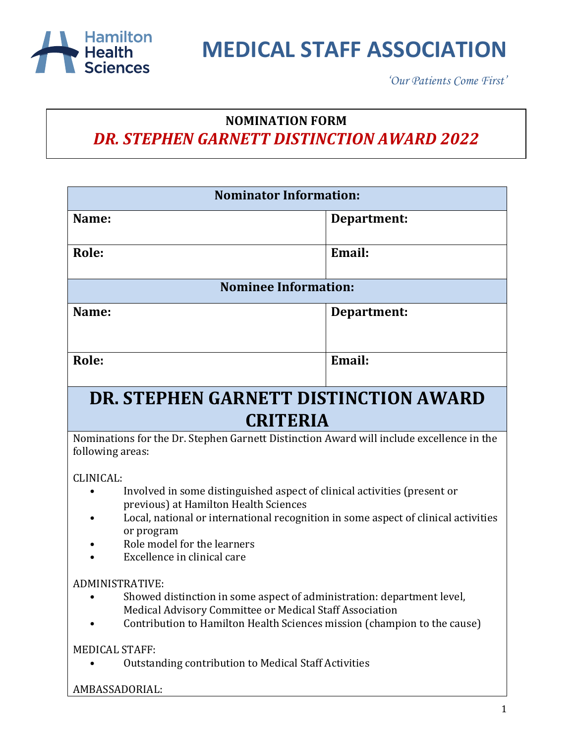# MEDICAL STAFF ASSOCIATION

*'Our Patients Come First'*

**NOMINATION FORM**

## *DR. STEPHEN GARNETT DISTINCTION AWARD 2022*

| **Nominator Information:** | |
|---|---|
| **Name:** | **Department:** |
| **Role:** | **Email:** |
| **Nominee Information:** | |
| **Name:** | **Department:** |
| **Role:** | **Email:** |

## DR. STEPHEN GARNETT DISTINCTION AWARD CRITERIA

Nominations for the Dr. Stephen Garnett Distinction Award will include excellence in the following areas:

CLINICAL:

- Involved in some distinguished aspect of clinical activities (present or previous) at Hamilton Health Sciences
- Local, national or international recognition in some aspect of clinical activities or program
- Role model for the learners
- Excellence in clinical care

ADMINISTRATIVE:

- Showed distinction in some aspect of administration: department level, Medical Advisory Committee or Medical Staff Association
- Contribution to Hamilton Health Sciences mission (champion to the cause)

MEDICAL STAFF:

- Outstanding contribution to Medical Staff Activities

AMBASSADORIAL: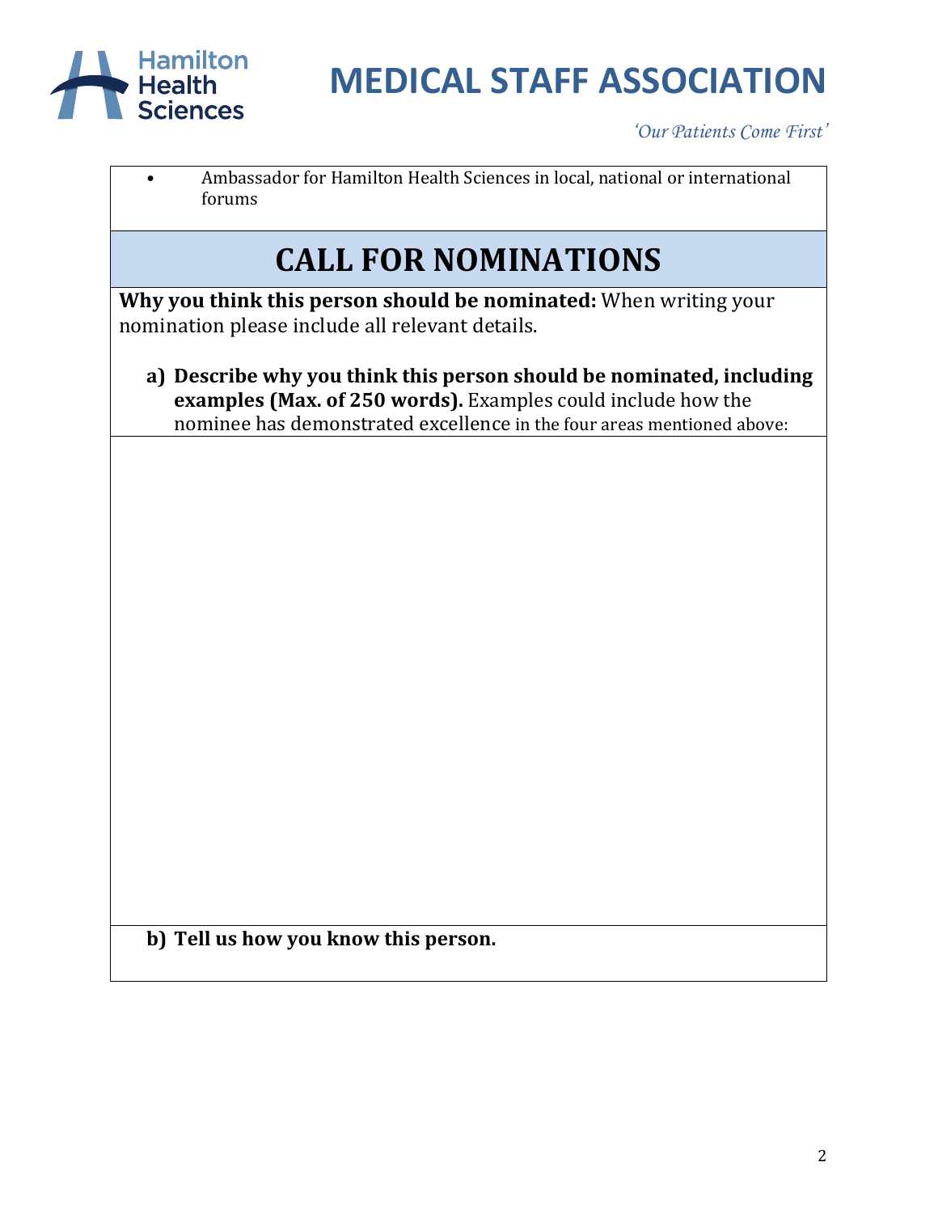- Ambassador for Hamilton Health Sciences in local, national or international forums

## CALL FOR NOMINATIONS

**Why you think this person should be nominated:** When writing your nomination please include all relevant details.

a) **Describe why you think this person should be nominated, including examples (Max. of 250 words).** Examples could include how the nominee has demonstrated excellence in the four areas mentioned above:

b) **Tell us how you know this person.**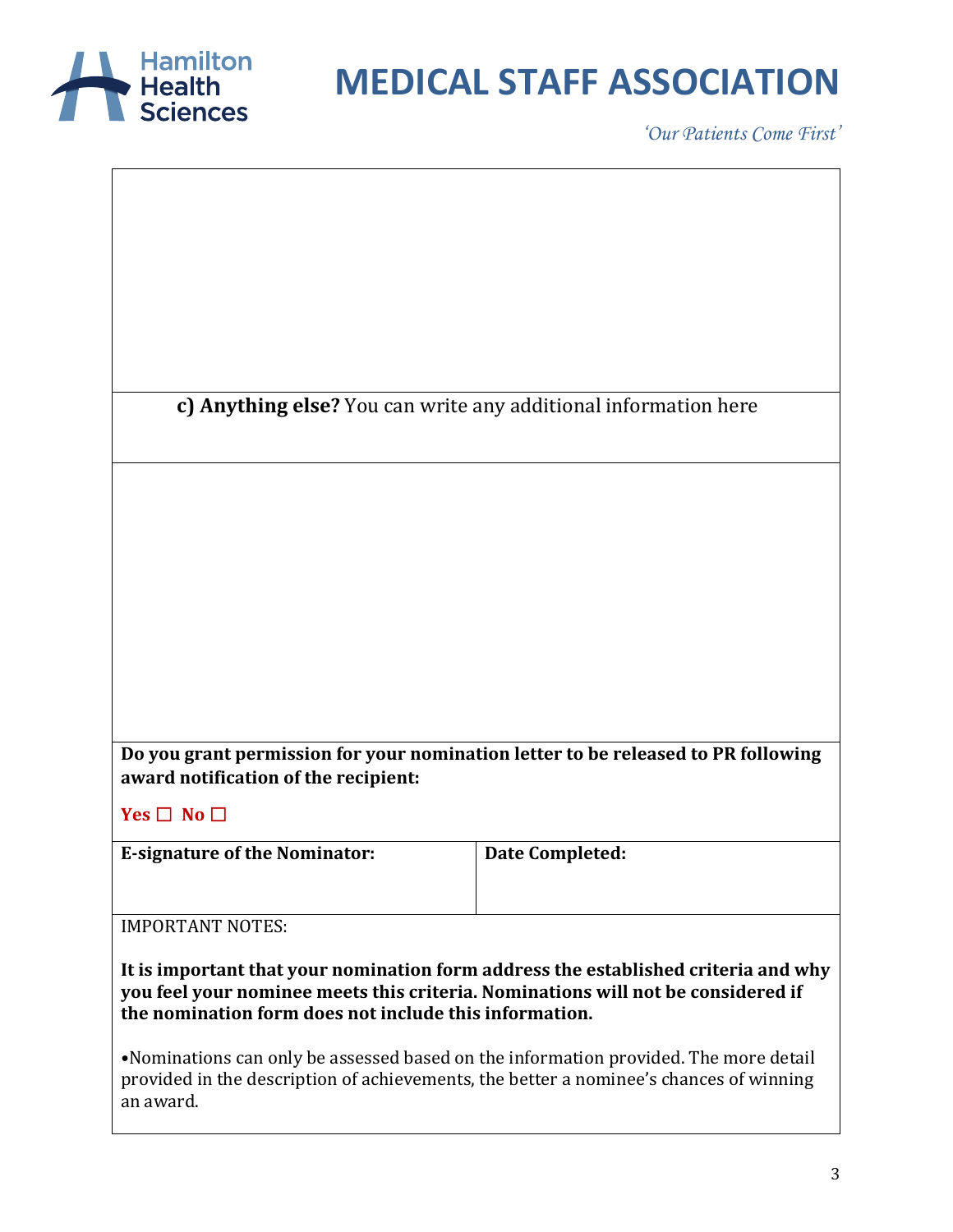# MEDICAL STAFF ASSOCIATION

*'Our Patients Come First'*

**c) Anything else?** You can write any additional information here

**Do you grant permission for your nomination letter to be released to PR following award notification of the recipient:**

**Yes ☐ No ☐**

| **E-signature of the Nominator:** | **Date Completed:** |
|---|---|
| | |

IMPORTANT NOTES:

**It is important that your nomination form address the established criteria and why you feel your nominee meets this criteria. Nominations will not be considered if the nomination form does not include this information.**

•Nominations can only be assessed based on the information provided. The more detail provided in the description of achievements, the better a nominee's chances of winning an award.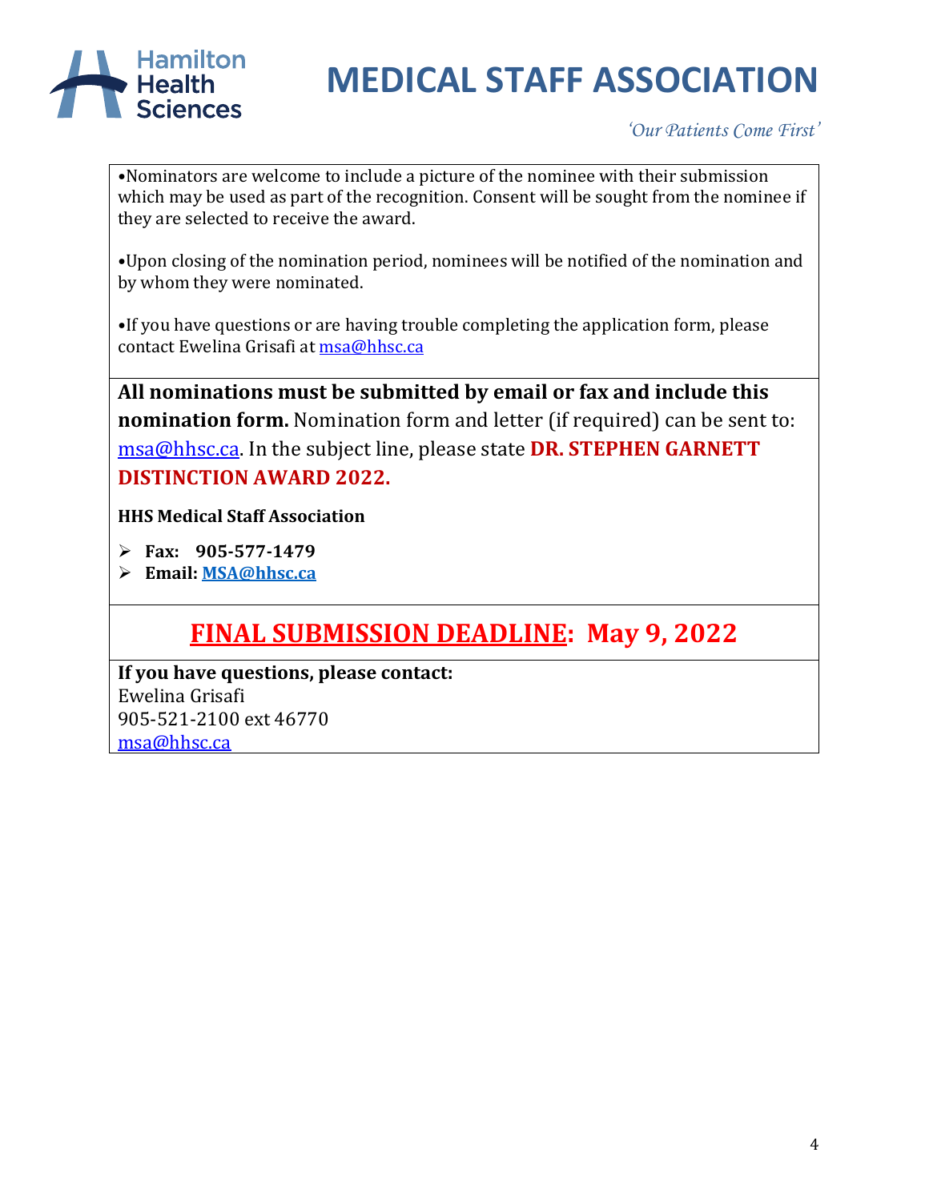•Nominators are welcome to include a picture of the nominee with their submission which may be used as part of the recognition. Consent will be sought from the nominee if they are selected to receive the award.

•Upon closing of the nomination period, nominees will be notified of the nomination and by whom they were nominated.

•If you have questions or are having trouble completing the application form, please contact Ewelina Grisafi at msa@hhsc.ca

**All nominations must be submitted by email or fax and include this nomination form.** Nomination form and letter (if required) can be sent to: msa@hhsc.ca. In the subject line, please state **DR. STEPHEN GARNETT DISTINCTION AWARD 2022.**

**HHS Medical Staff Association**

- **Fax: 905-577-1479**
- **Email: MSA@hhsc.ca**

## FINAL SUBMISSION DEADLINE: May 9, 2022

**If you have questions, please contact:**
Ewelina Grisafi
905-521-2100 ext 46770
msa@hhsc.ca